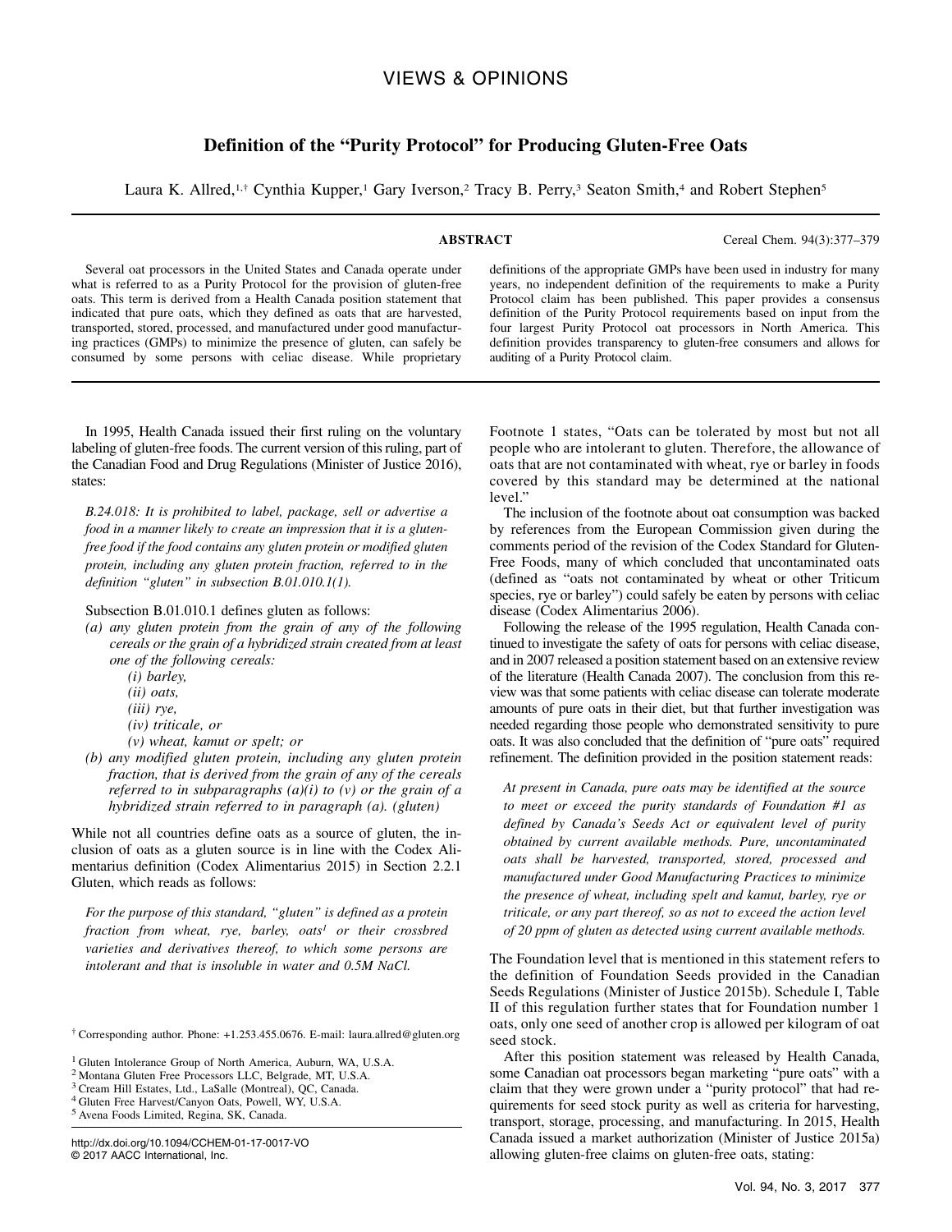VIEWS & OPINIONS

# Definition of the "Purity Protocol" for Producing Gluten-Free Oats

Laura K. Allred,[1,†] Cynthia Kupper,[1] Gary Iverson,[2] Tracy B. Perry,[3] Seaton Smith,[4] and Robert Stephen[5]

## ABSTRACT

Cereal Chem. 94(3):377–379

Several oat processors in the United States and Canada operate under what is referred to as a Purity Protocol for the provision of gluten-free oats. This term is derived from a Health Canada position statement that indicated that pure oats, which they defined as oats that are harvested, transported, stored, processed, and manufactured under good manufacturing practices (GMPs) to minimize the presence of gluten, can safely be consumed by some persons with celiac disease. While proprietary definitions of the appropriate GMPs have been used in industry for many years, no independent definition of the requirements to make a Purity Protocol claim has been published. This paper provides a consensus definition of the Purity Protocol requirements based on input from the four largest Purity Protocol oat processors in North America. This definition provides transparency to gluten-free consumers and allows for auditing of a Purity Protocol claim.

In 1995, Health Canada issued their first ruling on the voluntary labeling of gluten-free foods. The current version of this ruling, part of the Canadian Food and Drug Regulations (Minister of Justice 2016), states:

*B.24.018: It is prohibited to label, package, sell or advertise a food in a manner likely to create an impression that it is a gluten-free food if the food contains any gluten protein or modified gluten protein, including any gluten protein fraction, referred to in the definition "gluten" in subsection B.01.010.1(1).*

Subsection B.01.010.1 defines gluten as follows:

*(a) any gluten protein from the grain of any of the following cereals or the grain of a hybridized strain created from at least one of the following cereals:*
  - *(i) barley,*
  - *(ii) oats,*
  - *(iii) rye,*
  - *(iv) triticale, or*
  - *(v) wheat, kamut or spelt; or*

*(b) any modified gluten protein, including any gluten protein fraction, that is derived from the grain of any of the cereals referred to in subparagraphs (a)(i) to (v) or the grain of a hybridized strain referred to in paragraph (a). (gluten)*

While not all countries define oats as a source of gluten, the inclusion of oats as a gluten source is in line with the Codex Alimentarius definition (Codex Alimentarius 2015) in Section 2.2.1 Gluten, which reads as follows:

*For the purpose of this standard, "gluten" is defined as a protein fraction from wheat, rye, barley, oats[1] or their crossbred varieties and derivatives thereof, to which some persons are intolerant and that is insoluble in water and 0.5M NaCl.*

Footnote 1 states, "Oats can be tolerated by most but not all people who are intolerant to gluten. Therefore, the allowance of oats that are not contaminated with wheat, rye or barley in foods covered by this standard may be determined at the national level."

The inclusion of the footnote about oat consumption was backed by references from the European Commission given during the comments period of the revision of the Codex Standard for Gluten-Free Foods, many of which concluded that uncontaminated oats (defined as "oats not contaminated by wheat or other Triticum species, rye or barley") could safely be eaten by persons with celiac disease (Codex Alimentarius 2006).

Following the release of the 1995 regulation, Health Canada continued to investigate the safety of oats for persons with celiac disease, and in 2007 released a position statement based on an extensive review of the literature (Health Canada 2007). The conclusion from this review was that some patients with celiac disease can tolerate moderate amounts of pure oats in their diet, but that further investigation was needed regarding those people who demonstrated sensitivity to pure oats. It was also concluded that the definition of "pure oats" required refinement. The definition provided in the position statement reads:

*At present in Canada, pure oats may be identified at the source to meet or exceed the purity standards of Foundation #1 as defined by Canada's Seeds Act or equivalent level of purity obtained by current available methods. Pure, uncontaminated oats shall be harvested, transported, stored, processed and manufactured under Good Manufacturing Practices to minimize the presence of wheat, including spelt and kamut, barley, rye or triticale, or any part thereof, so as not to exceed the action level of 20 ppm of gluten as detected using current available methods.*

The Foundation level that is mentioned in this statement refers to the definition of Foundation Seeds provided in the Canadian Seeds Regulations (Minister of Justice 2015b). Schedule I, Table II of this regulation further states that for Foundation number 1 oats, only one seed of another crop is allowed per kilogram of oat seed stock.

After this position statement was released by Health Canada, some Canadian oat processors began marketing "pure oats" with a claim that they were grown under a "purity protocol" that had requirements for seed stock purity as well as criteria for harvesting, transport, storage, processing, and manufacturing. In 2015, Health Canada issued a market authorization (Minister of Justice 2015a) allowing gluten-free claims on gluten-free oats, stating:

† Corresponding author. Phone: +1.253.455.0676. E-mail: laura.allred@gluten.org

[1] Gluten Intolerance Group of North America, Auburn, WA, U.S.A.
[2] Montana Gluten Free Processors LLC, Belgrade, MT, U.S.A.
[3] Cream Hill Estates, Ltd., LaSalle (Montreal), QC, Canada.
[4] Gluten Free Harvest/Canyon Oats, Powell, WY, U.S.A.
[5] Avena Foods Limited, Regina, SK, Canada.

http://dx.doi.org/10.1094/CCHEM-01-17-0017-VO
© 2017 AACC International, Inc.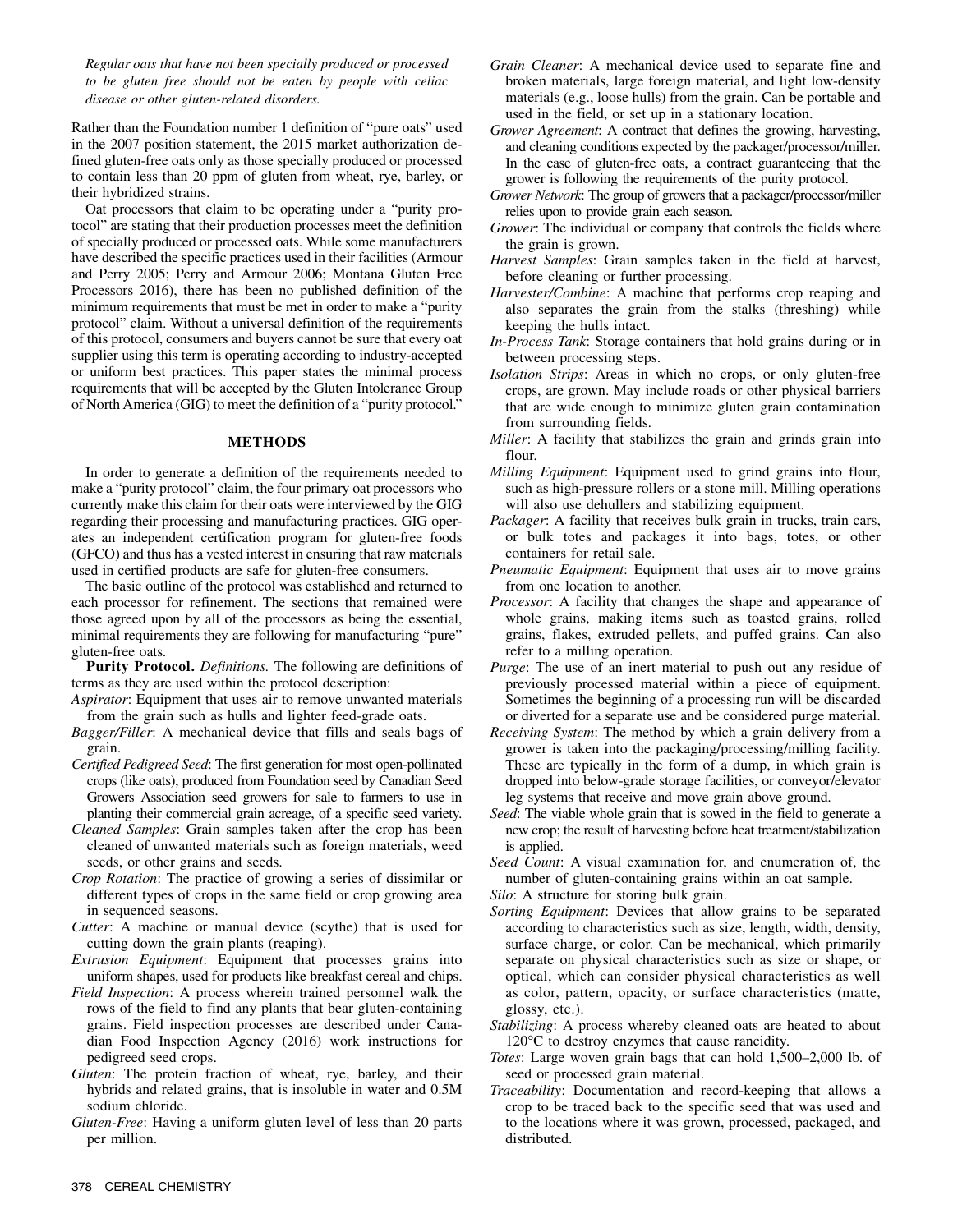*Regular oats that have not been specially produced or processed to be gluten free should not be eaten by people with celiac disease or other gluten-related disorders.*

Rather than the Foundation number 1 definition of "pure oats" used in the 2007 position statement, the 2015 market authorization defined gluten-free oats only as those specially produced or processed to contain less than 20 ppm of gluten from wheat, rye, barley, or their hybridized strains.

Oat processors that claim to be operating under a "purity protocol" are stating that their production processes meet the definition of specially produced or processed oats. While some manufacturers have described the specific practices used in their facilities (Armour and Perry 2005; Perry and Armour 2006; Montana Gluten Free Processors 2016), there has been no published definition of the minimum requirements that must be met in order to make a "purity protocol" claim. Without a universal definition of the requirements of this protocol, consumers and buyers cannot be sure that every oat supplier using this term is operating according to industry-accepted or uniform best practices. This paper states the minimal process requirements that will be accepted by the Gluten Intolerance Group of North America (GIG) to meet the definition of a "purity protocol."

## METHODS

In order to generate a definition of the requirements needed to make a "purity protocol" claim, the four primary oat processors who currently make this claim for their oats were interviewed by the GIG regarding their processing and manufacturing practices. GIG operates an independent certification program for gluten-free foods (GFCO) and thus has a vested interest in ensuring that raw materials used in certified products are safe for gluten-free consumers.

The basic outline of the protocol was established and returned to each processor for refinement. The sections that remained were those agreed upon by all of the processors as being the essential, minimal requirements they are following for manufacturing "pure" gluten-free oats.

**Purity Protocol.** *Definitions.* The following are definitions of terms as they are used within the protocol description:

*Aspirator*: Equipment that uses air to remove unwanted materials from the grain such as hulls and lighter feed-grade oats.

*Bagger/Filler*: A mechanical device that fills and seals bags of grain.

*Certified Pedigreed Seed*: The first generation for most open-pollinated crops (like oats), produced from Foundation seed by Canadian Seed Growers Association seed growers for sale to farmers to use in planting their commercial grain acreage, of a specific seed variety.

*Cleaned Samples*: Grain samples taken after the crop has been cleaned of unwanted materials such as foreign materials, weed seeds, or other grains and seeds.

*Crop Rotation*: The practice of growing a series of dissimilar or different types of crops in the same field or crop growing area in sequenced seasons.

*Cutter*: A machine or manual device (scythe) that is used for cutting down the grain plants (reaping).

*Extrusion Equipment*: Equipment that processes grains into uniform shapes, used for products like breakfast cereal and chips.

*Field Inspection*: A process wherein trained personnel walk the rows of the field to find any plants that bear gluten-containing grains. Field inspection processes are described under Canadian Food Inspection Agency (2016) work instructions for pedigreed seed crops.

*Gluten*: The protein fraction of wheat, rye, barley, and their hybrids and related grains, that is insoluble in water and 0.5M sodium chloride.

*Gluten-Free*: Having a uniform gluten level of less than 20 parts per million.

*Grain Cleaner*: A mechanical device used to separate fine and broken materials, large foreign material, and light low-density materials (e.g., loose hulls) from the grain. Can be portable and used in the field, or set up in a stationary location.

*Grower Agreement*: A contract that defines the growing, harvesting, and cleaning conditions expected by the packager/processor/miller. In the case of gluten-free oats, a contract guaranteeing that the grower is following the requirements of the purity protocol.

*Grower Network*: The group of growers that a packager/processor/miller relies upon to provide grain each season.

*Grower*: The individual or company that controls the fields where the grain is grown.

*Harvest Samples*: Grain samples taken in the field at harvest, before cleaning or further processing.

*Harvester/Combine*: A machine that performs crop reaping and also separates the grain from the stalks (threshing) while keeping the hulls intact.

*In-Process Tank*: Storage containers that hold grains during or in between processing steps.

*Isolation Strips*: Areas in which no crops, or only gluten-free crops, are grown. May include roads or other physical barriers that are wide enough to minimize gluten grain contamination from surrounding fields.

*Miller*: A facility that stabilizes the grain and grinds grain into flour.

*Milling Equipment*: Equipment used to grind grains into flour, such as high-pressure rollers or a stone mill. Milling operations will also use dehullers and stabilizing equipment.

*Packager*: A facility that receives bulk grain in trucks, train cars, or bulk totes and packages it into bags, totes, or other containers for retail sale.

*Pneumatic Equipment*: Equipment that uses air to move grains from one location to another.

*Processor*: A facility that changes the shape and appearance of whole grains, making items such as toasted grains, rolled grains, flakes, extruded pellets, and puffed grains. Can also refer to a milling operation.

*Purge*: The use of an inert material to push out any residue of previously processed material within a piece of equipment. Sometimes the beginning of a processing run will be discarded or diverted for a separate use and be considered purge material.

*Receiving System*: The method by which a grain delivery from a grower is taken into the packaging/processing/milling facility. These are typically in the form of a dump, in which grain is dropped into below-grade storage facilities, or conveyor/elevator leg systems that receive and move grain above ground.

*Seed*: The viable whole grain that is sowed in the field to generate a new crop; the result of harvesting before heat treatment/stabilization is applied.

*Seed Count*: A visual examination for, and enumeration of, the number of gluten-containing grains within an oat sample.

*Silo*: A structure for storing bulk grain.

*Sorting Equipment*: Devices that allow grains to be separated according to characteristics such as size, length, width, density, surface charge, or color. Can be mechanical, which primarily separate on physical characteristics such as size or shape, or optical, which can consider physical characteristics as well as color, pattern, opacity, or surface characteristics (matte, glossy, etc.).

*Stabilizing*: A process whereby cleaned oats are heated to about 120°C to destroy enzymes that cause rancidity.

*Totes*: Large woven grain bags that can hold 1,500–2,000 lb. of seed or processed grain material.

*Traceability*: Documentation and record-keeping that allows a crop to be traced back to the specific seed that was used and to the locations where it was grown, processed, packaged, and distributed.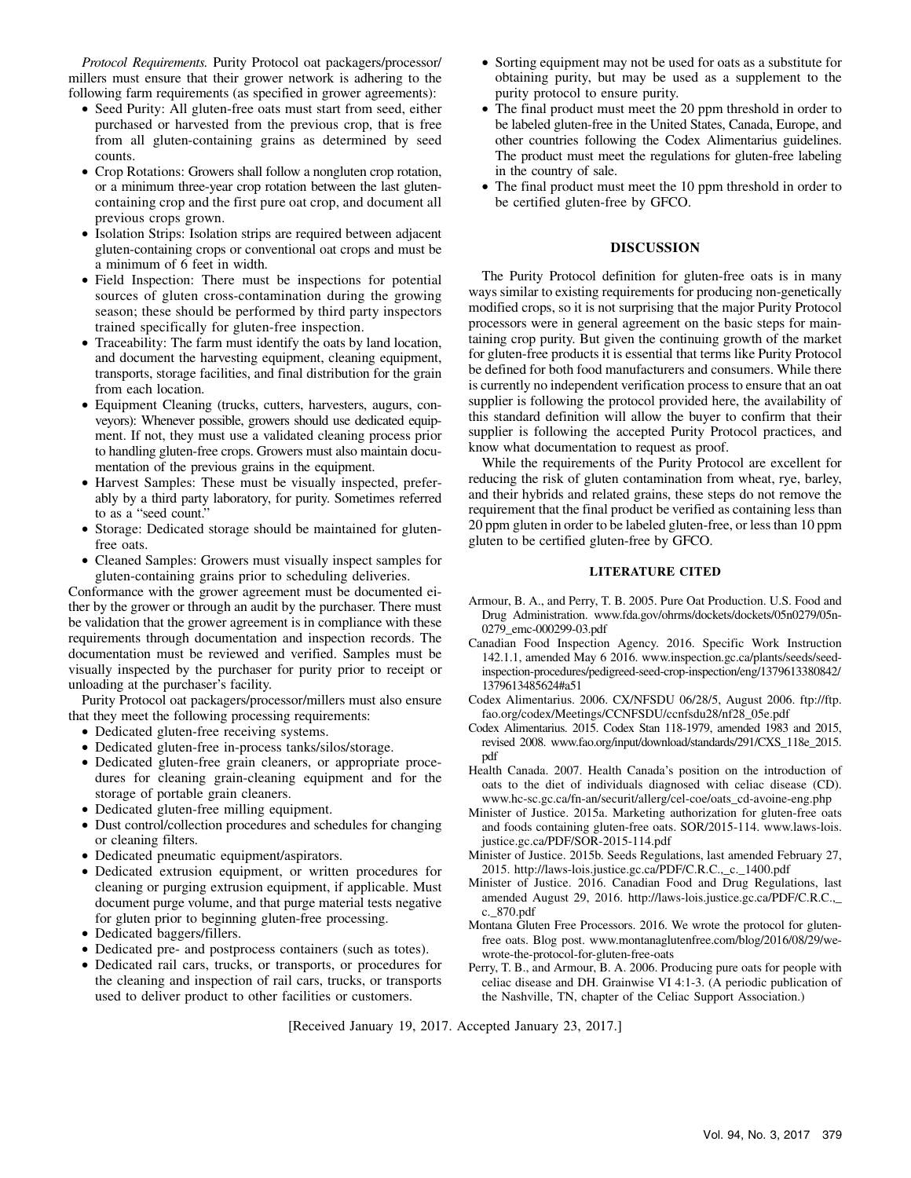*Protocol Requirements.* Purity Protocol oat packagers/processor/millers must ensure that their grower network is adhering to the following farm requirements (as specified in grower agreements):

- Seed Purity: All gluten-free oats must start from seed, either purchased or harvested from the previous crop, that is free from all gluten-containing grains as determined by seed counts.
- Crop Rotations: Growers shall follow a nongluten crop rotation, or a minimum three-year crop rotation between the last gluten-containing crop and the first pure oat crop, and document all previous crops grown.
- Isolation Strips: Isolation strips are required between adjacent gluten-containing crops or conventional oat crops and must be a minimum of 6 feet in width.
- Field Inspection: There must be inspections for potential sources of gluten cross-contamination during the growing season; these should be performed by third party inspectors trained specifically for gluten-free inspection.
- Traceability: The farm must identify the oats by land location, and document the harvesting equipment, cleaning equipment, transports, storage facilities, and final distribution for the grain from each location.
- Equipment Cleaning (trucks, cutters, harvesters, augurs, conveyors): Whenever possible, growers should use dedicated equipment. If not, they must use a validated cleaning process prior to handling gluten-free crops. Growers must also maintain documentation of the previous grains in the equipment.
- Harvest Samples: These must be visually inspected, preferably by a third party laboratory, for purity. Sometimes referred to as a "seed count."
- Storage: Dedicated storage should be maintained for gluten-free oats.
- Cleaned Samples: Growers must visually inspect samples for gluten-containing grains prior to scheduling deliveries.

Conformance with the grower agreement must be documented either by the grower or through an audit by the purchaser. There must be validation that the grower agreement is in compliance with these requirements through documentation and inspection records. The documentation must be reviewed and verified. Samples must be visually inspected by the purchaser for purity prior to receipt or unloading at the purchaser's facility.

Purity Protocol oat packagers/processor/millers must also ensure that they meet the following processing requirements:

- Dedicated gluten-free receiving systems.
- Dedicated gluten-free in-process tanks/silos/storage.
- Dedicated gluten-free grain cleaners, or appropriate procedures for cleaning grain-cleaning equipment and for the storage of portable grain cleaners.
- Dedicated gluten-free milling equipment.
- Dust control/collection procedures and schedules for changing or cleaning filters.
- Dedicated pneumatic equipment/aspirators.
- Dedicated extrusion equipment, or written procedures for cleaning or purging extrusion equipment, if applicable. Must document purge volume, and that purge material tests negative for gluten prior to beginning gluten-free processing.
- Dedicated baggers/fillers.
- Dedicated pre- and postprocess containers (such as totes).
- Dedicated rail cars, trucks, or transports, or procedures for the cleaning and inspection of rail cars, trucks, or transports used to deliver product to other facilities or customers.
- Sorting equipment may not be used for oats as a substitute for obtaining purity, but may be used as a supplement to the purity protocol to ensure purity.
- The final product must meet the 20 ppm threshold in order to be labeled gluten-free in the United States, Canada, Europe, and other countries following the Codex Alimentarius guidelines. The product must meet the regulations for gluten-free labeling in the country of sale.
- The final product must meet the 10 ppm threshold in order to be certified gluten-free by GFCO.

## DISCUSSION

The Purity Protocol definition for gluten-free oats is in many ways similar to existing requirements for producing non-genetically modified crops, so it is not surprising that the major Purity Protocol processors were in general agreement on the basic steps for maintaining crop purity. But given the continuing growth of the market for gluten-free products it is essential that terms like Purity Protocol be defined for both food manufacturers and consumers. While there is currently no independent verification process to ensure that an oat supplier is following the protocol provided here, the availability of this standard definition will allow the buyer to confirm that their supplier is following the accepted Purity Protocol practices, and know what documentation to request as proof.

While the requirements of the Purity Protocol are excellent for reducing the risk of gluten contamination from wheat, rye, barley, and their hybrids and related grains, these steps do not remove the requirement that the final product be verified as containing less than 20 ppm gluten in order to be labeled gluten-free, or less than 10 ppm gluten to be certified gluten-free by GFCO.

## LITERATURE CITED

Armour, B. A., and Perry, T. B. 2005. Pure Oat Production. U.S. Food and Drug Administration. www.fda.gov/ohrms/dockets/dockets/05n0279/05n-0279_emc-000299-03.pdf

Canadian Food Inspection Agency. 2016. Specific Work Instruction 142.1.1, amended May 6 2016. www.inspection.gc.ca/plants/seeds/seed-inspection-procedures/pedigreed-seed-crop-inspection/eng/1379613380842/1379613485624#a51

Codex Alimentarius. 2006. CX/NFSDU 06/28/5, August 2006. ftp://ftp.fao.org/codex/Meetings/CCNFSDU/ccnfsdu28/nf28_05e.pdf

Codex Alimentarius. 2015. Codex Stan 118-1979, amended 1983 and 2015, revised 2008. www.fao.org/input/download/standards/291/CXS_118e_2015.pdf

Health Canada. 2007. Health Canada's position on the introduction of oats to the diet of individuals diagnosed with celiac disease (CD). www.hc-sc.gc.ca/fn-an/securit/allerg/cel-coe/oats_cd-avoine-eng.php

Minister of Justice. 2015a. Marketing authorization for gluten-free oats and foods containing gluten-free oats. SOR/2015-114. www.laws-lois.justice.gc.ca/PDF/SOR-2015-114.pdf

Minister of Justice. 2015b. Seeds Regulations, last amended February 27, 2015. http://laws-lois.justice.gc.ca/PDF/C.R.C.,_c._1400.pdf

Minister of Justice. 2016. Canadian Food and Drug Regulations, last amended August 29, 2016. http://laws-lois.justice.gc.ca/PDF/C.R.C.,_c._870.pdf

Montana Gluten Free Processors. 2016. We wrote the protocol for gluten-free oats. Blog post. www.montanaglutenfree.com/blog/2016/08/29/we-wrote-the-protocol-for-gluten-free-oats

Perry, T. B., and Armour, B. A. 2006. Producing pure oats for people with celiac disease and DH. Grainwise VI 4:1-3. (A periodic publication of the Nashville, TN, chapter of the Celiac Support Association.)

[Received January 19, 2017. Accepted January 23, 2017.]